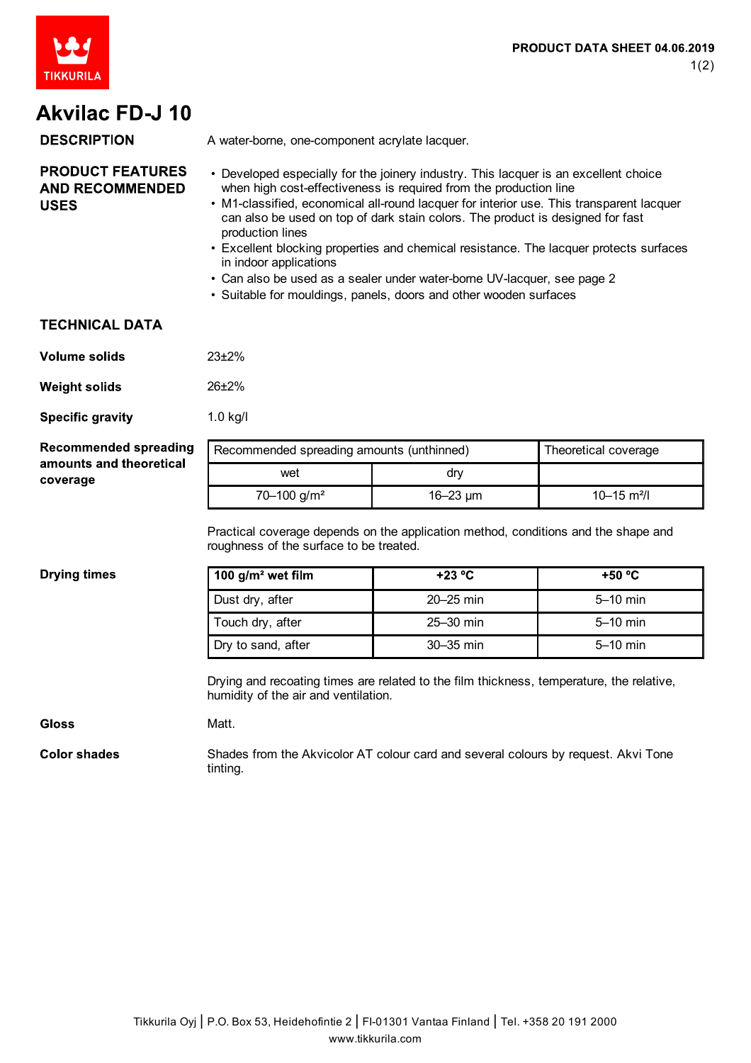# Akvilac FD-J 10

**PRODUCT DATA SHEET 04.06.2019**

## DESCRIPTION

A water-borne, one-component acrylate lacquer.

## PRODUCT FEATURES AND RECOMMENDED USES

- Developed especially for the joinery industry. This lacquer is an excellent choice when high cost-effectiveness is required from the production line
- M1-classified, economical all-round lacquer for interior use. This transparent lacquer can also be used on top of dark stain colors. The product is designed for fast production lines
- Excellent blocking properties and chemical resistance. The lacquer protects surfaces in indoor applications
- Can also be used as a sealer under water-borne UV-lacquer, see page 2
- Suitable for mouldings, panels, doors and other wooden surfaces

## TECHNICAL DATA

**Volume solids**

23±2%

**Weight solids**

26±2%

**Specific gravity**

1.0 kg/l

**Recommended spreading amounts and theoretical coverage**

| Recommended spreading amounts (unthinned) | | Theoretical coverage |
|---|---|---|
| wet | dry | |
| 70–100 g/m² | 16–23 µm | 10–15 m²/l |

Practical coverage depends on the application method, conditions and the shape and roughness of the surface to be treated.

**Drying times**

| 100 g/m² wet film | +23 °C | +50 °C |
|---|---|---|
| Dust dry, after | 20–25 min | 5–10 min |
| Touch dry, after | 25–30 min | 5–10 min |
| Dry to sand, after | 30–35 min | 5–10 min |

Drying and recoating times are related to the film thickness, temperature, the relative, humidity of the air and ventilation.

**Gloss**

Matt.

**Color shades**

Shades from the Akvicolor AT colour card and several colours by request. Akvi Tone tinting.

Tikkurila Oyj | P.O. Box 53, Heidehofintie 2 | FI-01301 Vantaa Finland | Tel. +358 20 191 2000
www.tikkurila.com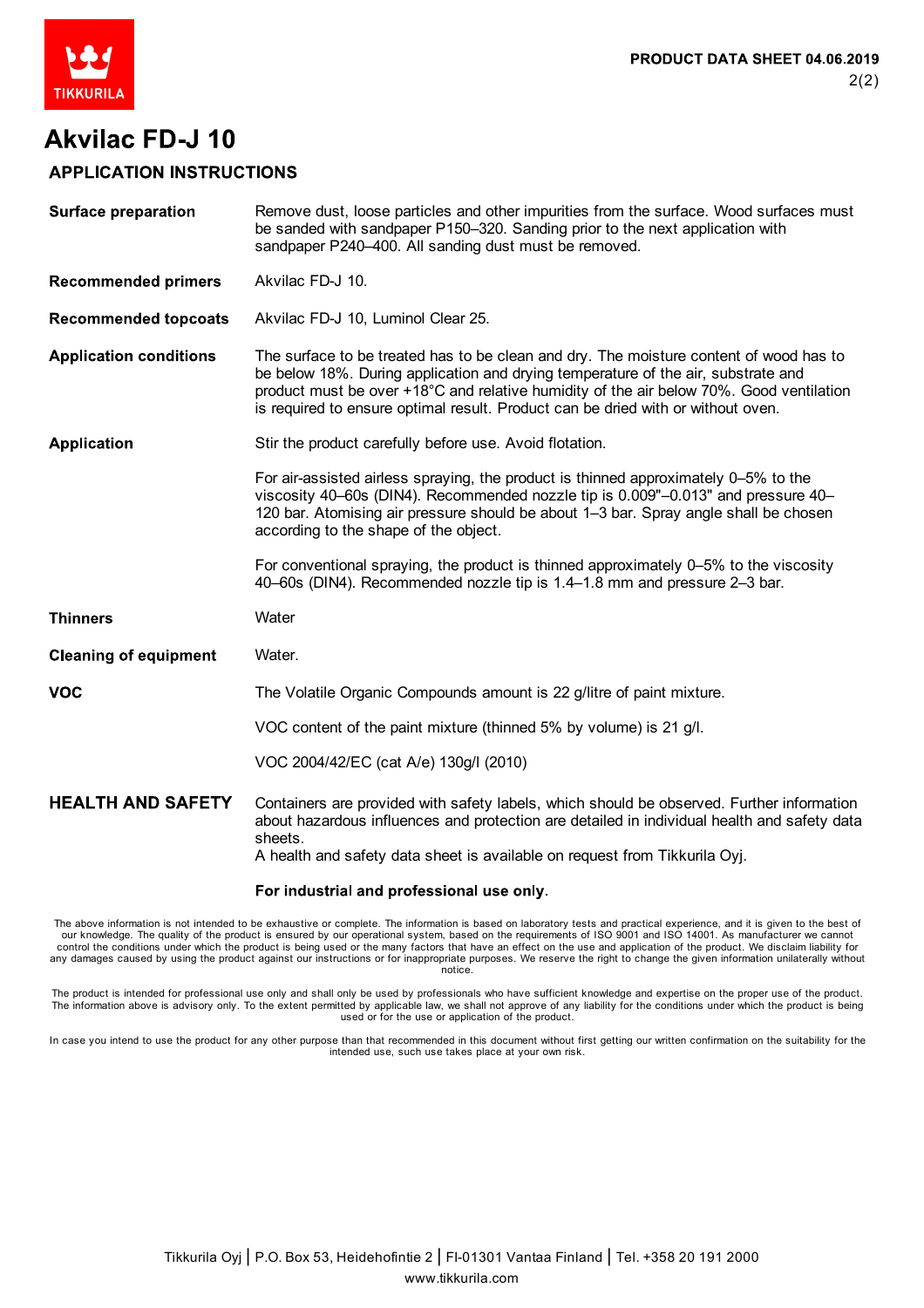# Akvilac FD-J 10

## APPLICATION INSTRUCTIONS

**Surface preparation**

Remove dust, loose particles and other impurities from the surface. Wood surfaces must be sanded with sandpaper P150–320. Sanding prior to the next application with sandpaper P240–400. All sanding dust must be removed.

**Recommended primers**

Akvilac FD-J 10.

**Recommended topcoats**

Akvilac FD-J 10, Luminol Clear 25.

**Application conditions**

The surface to be treated has to be clean and dry. The moisture content of wood has to be below 18%. During application and drying temperature of the air, substrate and product must be over +18°C and relative humidity of the air below 70%. Good ventilation is required to ensure optimal result. Product can be dried with or without oven.

**Application**

Stir the product carefully before use. Avoid flotation.

For air-assisted airless spraying, the product is thinned approximately 0–5% to the viscosity 40–60s (DIN4). Recommended nozzle tip is 0.009"–0.013" and pressure 40–120 bar. Atomising air pressure should be about 1–3 bar. Spray angle shall be chosen according to the shape of the object.

For conventional spraying, the product is thinned approximately 0–5% to the viscosity 40–60s (DIN4). Recommended nozzle tip is 1.4–1.8 mm and pressure 2–3 bar.

**Thinners**

Water

**Cleaning of equipment**

Water.

**VOC**

The Volatile Organic Compounds amount is 22 g/litre of paint mixture.

VOC content of the paint mixture (thinned 5% by volume) is 21 g/l.

VOC 2004/42/EC (cat A/e) 130g/l (2010)

## HEALTH AND SAFETY

Containers are provided with safety labels, which should be observed. Further information about hazardous influences and protection are detailed in individual health and safety data sheets.
A health and safety data sheet is available on request from Tikkurila Oyj.

**For industrial and professional use only.**

The above information is not intended to be exhaustive or complete. The information is based on laboratory tests and practical experience, and it is given to the best of our knowledge. The quality of the product is ensured by our operational system, based on the requirements of ISO 9001 and ISO 14001. As manufacturer we cannot control the conditions under which the product is being used or the many factors that have an effect on the use and application of the product. We disclaim liability for any damages caused by using the product against our instructions or for inappropriate purposes. We reserve the right to change the given information unilaterally without notice.

The product is intended for professional use only and shall only be used by professionals who have sufficient knowledge and expertise on the proper use of the product. The information above is advisory only. To the extent permitted by applicable law, we shall not approve of any liability for the conditions under which the product is being used or for the use or application of the product.

In case you intend to use the product for any other purpose than that recommended in this document without first getting our written confirmation on the suitability for the intended use, such use takes place at your own risk.

Tikkurila Oyj | P.O. Box 53, Heidehofintie 2 | FI-01301 Vantaa Finland | Tel. +358 20 191 2000
www.tikkurila.com